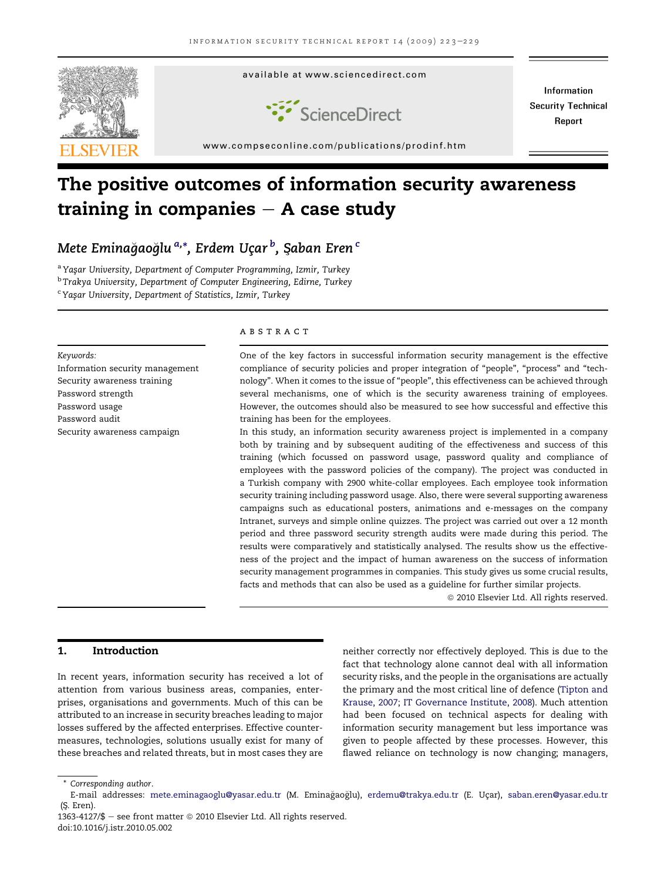# The positive outcomes of information security awareness training in companies – A case study

*Mete Eminağaoğlu* [a,*], *Erdem Uçar* [b], *Şaban Eren* [c]

[a] *Yaşar University, Department of Computer Programming, Izmir, Turkey*
[b] *Trakya University, Department of Computer Engineering, Edirne, Turkey*
[c] *Yaşar University, Department of Statistics, Izmir, Turkey*

*Keywords:*
Information security management
Security awareness training
Password strength
Password usage
Password audit
Security awareness campaign

## ABSTRACT

One of the key factors in successful information security management is the effective compliance of security policies and proper integration of "people", "process" and "technology". When it comes to the issue of "people", this effectiveness can be achieved through several mechanisms, one of which is the security awareness training of employees. However, the outcomes should also be measured to see how successful and effective this training has been for the employees.

In this study, an information security awareness project is implemented in a company both by training and by subsequent auditing of the effectiveness and success of this training (which focussed on password usage, password quality and compliance of employees with the password policies of the company). The project was conducted in a Turkish company with 2900 white-collar employees. Each employee took information security training including password usage. Also, there were several supporting awareness campaigns such as educational posters, animations and e-messages on the company Intranet, surveys and simple online quizzes. The project was carried out over a 12 month period and three password security strength audits were made during this period. The results were comparatively and statistically analysed. The results show us the effectiveness of the project and the impact of human awareness on the success of information security management programmes in companies. This study gives us some crucial results, facts and methods that can also be used as a guideline for further similar projects.

© 2010 Elsevier Ltd. All rights reserved.

## 1. Introduction

In recent years, information security has received a lot of attention from various business areas, companies, enterprises, organisations and governments. Much of this can be attributed to an increase in security breaches leading to major losses suffered by the affected enterprises. Effective countermeasures, technologies, solutions usually exist for many of these breaches and related threats, but in most cases they are neither correctly nor effectively deployed. This is due to the fact that technology alone cannot deal with all information security risks, and the people in the organisations are actually the primary and the most critical line of defence (Tipton and Krause, 2007; IT Governance Institute, 2008). Much attention had been focused on technical aspects for dealing with information security management but less importance was given to people affected by these processes. However, this flawed reliance on technology is now changing; managers,

\* Corresponding author.
E-mail addresses: mete.eminagaoglu@yasar.edu.tr (M. Eminağaoğlu), erdemu@trakya.edu.tr (E. Uçar), saban.eren@yasar.edu.tr (Ş. Eren).
1363-4127/$ – see front matter © 2010 Elsevier Ltd. All rights reserved.
doi:10.1016/j.istr.2010.05.002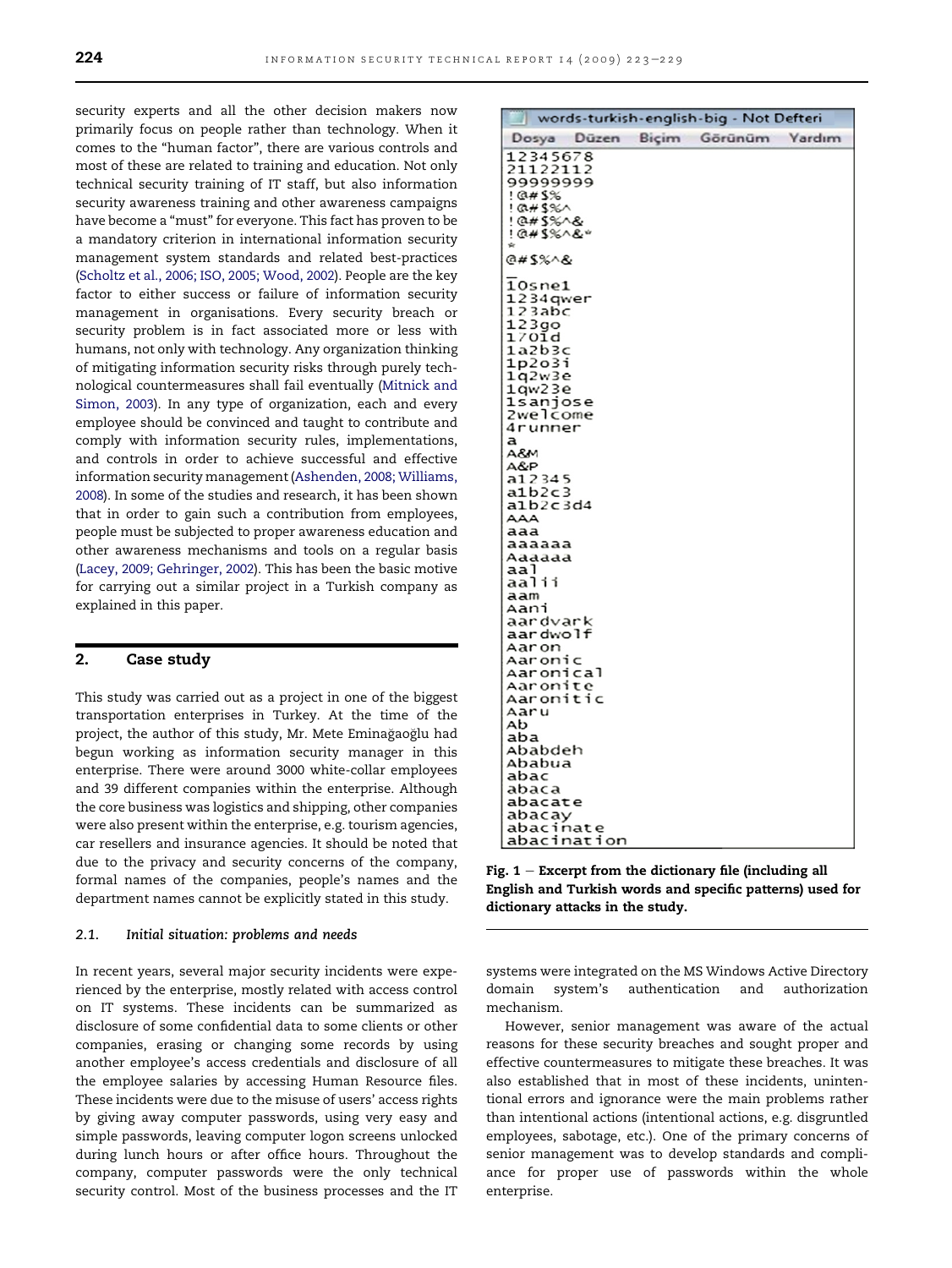security experts and all the other decision makers now primarily focus on people rather than technology. When it comes to the "human factor", there are various controls and most of these are related to training and education. Not only technical security training of IT staff, but also information security awareness training and other awareness campaigns have become a "must" for everyone. This fact has proven to be a mandatory criterion in international information security management system standards and related best-practices (Scholtz et al., 2006; ISO, 2005; Wood, 2002). People are the key factor to either success or failure of information security management in organisations. Every security breach or security problem is in fact associated more or less with humans, not only with technology. Any organization thinking of mitigating information security risks through purely technological countermeasures shall fail eventually (Mitnick and Simon, 2003). In any type of organization, each and every employee should be convinced and taught to contribute and comply with information security rules, implementations, and controls in order to achieve successful and effective information security management (Ashenden, 2008; Williams, 2008). In some of the studies and research, it has been shown that in order to gain such a contribution from employees, people must be subjected to proper awareness education and other awareness mechanisms and tools on a regular basis (Lacey, 2009; Gehringer, 2002). This has been the basic motive for carrying out a similar project in a Turkish company as explained in this paper.

## 2. Case study

This study was carried out as a project in one of the biggest transportation enterprises in Turkey. At the time of the project, the author of this study, Mr. Mete Eminağaoğlu had begun working as information security manager in this enterprise. There were around 3000 white-collar employees and 39 different companies within the enterprise. Although the core business was logistics and shipping, other companies were also present within the enterprise, e.g. tourism agencies, car resellers and insurance agencies. It should be noted that due to the privacy and security concerns of the company, formal names of the companies, people's names and the department names cannot be explicitly stated in this study.

### 2.1. *Initial situation: problems and needs*

In recent years, several major security incidents were experienced by the enterprise, mostly related with access control on IT systems. These incidents can be summarized as disclosure of some confidential data to some clients or other companies, erasing or changing some records by using another employee's access credentials and disclosure of all the employee salaries by accessing Human Resource files. These incidents were due to the misuse of users' access rights by giving away computer passwords, using very easy and simple passwords, leaving computer logon screens unlocked during lunch hours or after office hours. Throughout the company, computer passwords were the only technical security control. Most of the business processes and the IT

```
words-turkish-english-big - Not Defteri
Dosya  Düzen  Biçim  Görünüm  Yardım
12345678
21122112
99999999
!@#$%
!@#$%^
!@#$%^&
!@#$%^&*
*
@#$%^&
_
10sne1
1234qwer
123abc
123go
170id
1a2b3c
1p2o3i
1q2w3e
1qw23e
1sanjose
2welcome
4runner
a
A&M
A&P
a12345
a1b2c3
a1b2c3d4
AAA
aaa
aaaaaa
Aaaaaa
aal
aalii
aam
Aani
aardvark
aardwolf
Aaron
Aaronic
Aaronical
Aaronite
Aaronitic
Aaru
Ab
aba
Ababdeh
Ababua
abac
abaca
abacate
abacay
abacinate
abacination
```

**Fig. 1 – Excerpt from the dictionary file (including all English and Turkish words and specific patterns) used for dictionary attacks in the study.**

systems were integrated on the MS Windows Active Directory domain system's authentication and authorization mechanism.

However, senior management was aware of the actual reasons for these security breaches and sought proper and effective countermeasures to mitigate these breaches. It was also established that in most of these incidents, unintentional errors and ignorance were the main problems rather than intentional actions (intentional actions, e.g. disgruntled employees, sabotage, etc.). One of the primary concerns of senior management was to develop standards and compliance for proper use of passwords within the whole enterprise.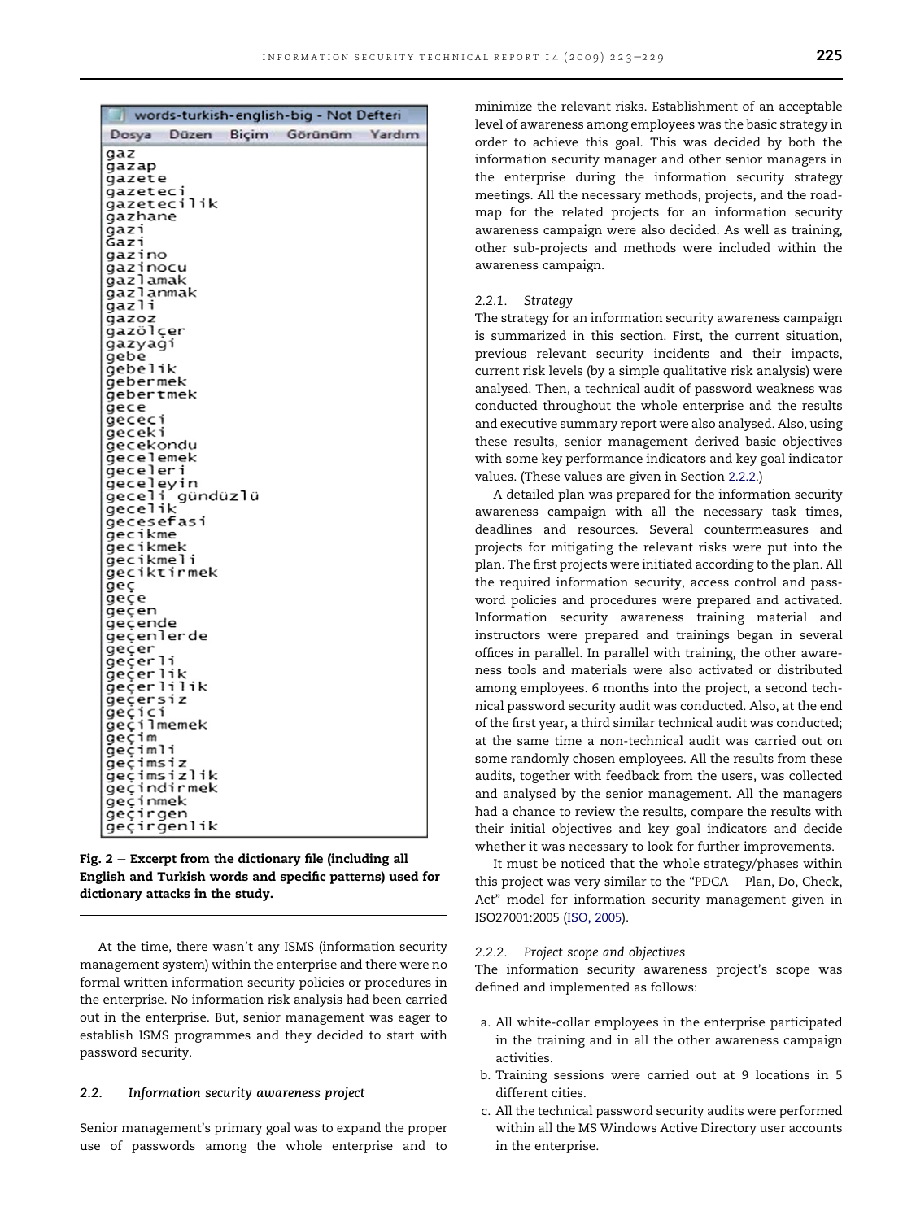```
words-turkish-english-big - Not Defteri
Dosya  Düzen  Biçim  Görünüm  Yardım
gaz
gazap
gazete
gazeteci
gazetecilik
gazhane
gazi
Gazi
gazino
gazinocu
gazlamak
gazlanmak
gazli
gazoz
gazölçer
gazyagi
gebe
gebelik
gebermek
gebertmek
gece
gececi
geceki
gecekondu
gecelemek
geceleri
geceleyin
geceli gündüzlü
gecelik
gecesefasi
gecikme
gecikmek
gecikmeli
geciktirmek
geç
geçe
geçen
geçende
geçenlerde
geçer
geçerli
geçerlik
geçerlilik
geçersiz
geçici
geçilmemek
geçim
geçimli
geçimsiz
geçimsizlik
geçindirmek
geçinmek
geçirgen
geçirgenlik
```

**Fig. 2 – Excerpt from the dictionary file (including all English and Turkish words and specific patterns) used for dictionary attacks in the study.**

At the time, there wasn't any ISMS (information security management system) within the enterprise and there were no formal written information security policies or procedures in the enterprise. No information risk analysis had been carried out in the enterprise. But, senior management was eager to establish ISMS programmes and they decided to start with password security.

### 2.2. Information security awareness project

Senior management's primary goal was to expand the proper use of passwords among the whole enterprise and to minimize the relevant risks. Establishment of an acceptable level of awareness among employees was the basic strategy in order to achieve this goal. This was decided by both the information security manager and other senior managers in the enterprise during the information security strategy meetings. All the necessary methods, projects, and the roadmap for the related projects for an information security awareness campaign were also decided. As well as training, other sub-projects and methods were included within the awareness campaign.

#### 2.2.1. Strategy

The strategy for an information security awareness campaign is summarized in this section. First, the current situation, previous relevant security incidents and their impacts, current risk levels (by a simple qualitative risk analysis) were analysed. Then, a technical audit of password weakness was conducted throughout the whole enterprise and the results and executive summary report were also analysed. Also, using these results, senior management derived basic objectives with some key performance indicators and key goal indicator values. (These values are given in Section 2.2.2.)

A detailed plan was prepared for the information security awareness campaign with all the necessary task times, deadlines and resources. Several countermeasures and projects for mitigating the relevant risks were put into the plan. The first projects were initiated according to the plan. All the required information security, access control and password policies and procedures were prepared and activated. Information security awareness training material and instructors were prepared and trainings began in several offices in parallel. In parallel with training, the other awareness tools and materials were also activated or distributed among employees. 6 months into the project, a second technical password security audit was conducted. Also, at the end of the first year, a third similar technical audit was conducted; at the same time a non-technical audit was carried out on some randomly chosen employees. All the results from these audits, together with feedback from the users, was collected and analysed by the senior management. All the managers had a chance to review the results, compare the results with their initial objectives and key goal indicators and decide whether it was necessary to look for further improvements.

It must be noticed that the whole strategy/phases within this project was very similar to the "PDCA – Plan, Do, Check, Act" model for information security management given in ISO27001:2005 (ISO, 2005).

#### 2.2.2. Project scope and objectives

The information security awareness project's scope was defined and implemented as follows:

a. All white-collar employees in the enterprise participated in the training and in all the other awareness campaign activities.
b. Training sessions were carried out at 9 locations in 5 different cities.
c. All the technical password security audits were performed within all the MS Windows Active Directory user accounts in the enterprise.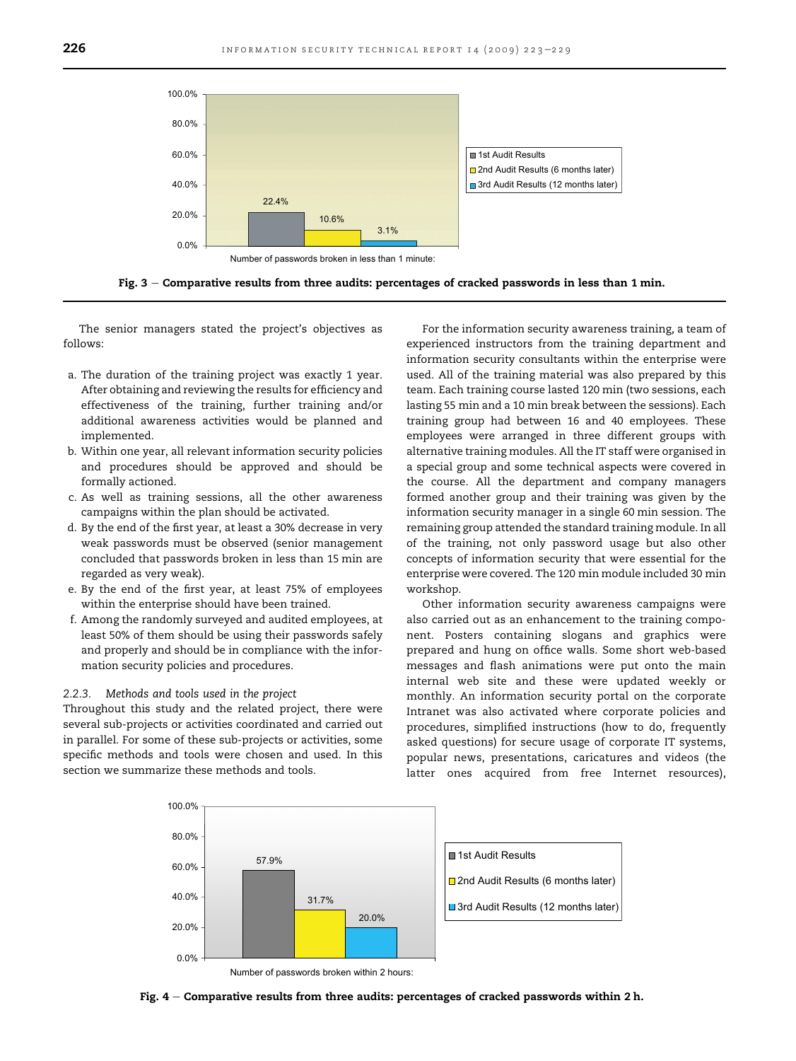Fig. 3 – Comparative results from three audits: percentages of cracked passwords in less than 1 min.

The senior managers stated the project's objectives as follows:

a. The duration of the training project was exactly 1 year. After obtaining and reviewing the results for efficiency and effectiveness of the training, further training and/or additional awareness activities would be planned and implemented.
b. Within one year, all relevant information security policies and procedures should be approved and should be formally actioned.
c. As well as training sessions, all the other awareness campaigns within the plan should be activated.
d. By the end of the first year, at least a 30% decrease in very weak passwords must be observed (senior management concluded that passwords broken in less than 15 min are regarded as very weak).
e. By the end of the first year, at least 75% of employees within the enterprise should have been trained.
f. Among the randomly surveyed and audited employees, at least 50% of them should be using their passwords safely and properly and should be in compliance with the information security policies and procedures.

### 2.2.3. *Methods and tools used in the project*

Throughout this study and the related project, there were several sub-projects or activities coordinated and carried out in parallel. For some of these sub-projects or activities, some specific methods and tools were chosen and used. In this section we summarize these methods and tools.

For the information security awareness training, a team of experienced instructors from the training department and information security consultants within the enterprise were used. All of the training material was also prepared by this team. Each training course lasted 120 min (two sessions, each lasting 55 min and a 10 min break between the sessions). Each training group had between 16 and 40 employees. These employees were arranged in three different groups with alternative training modules. All the IT staff were organised in a special group and some technical aspects were covered in the course. All the department and company managers formed another group and their training was given by the information security manager in a single 60 min session. The remaining group attended the standard training module. In all of the training, not only password usage but also other concepts of information security that were essential for the enterprise were covered. The 120 min module included 30 min workshop.

Other information security awareness campaigns were also carried out as an enhancement to the training component. Posters containing slogans and graphics were prepared and hung on office walls. Some short web-based messages and flash animations were put onto the main internal web site and these were updated weekly or monthly. An information security portal on the corporate Intranet was also activated where corporate policies and procedures, simplified instructions (how to do, frequently asked questions) for secure usage of corporate IT systems, popular news, presentations, caricatures and videos (the latter ones acquired from free Internet resources),

Fig. 4 – Comparative results from three audits: percentages of cracked passwords within 2 h.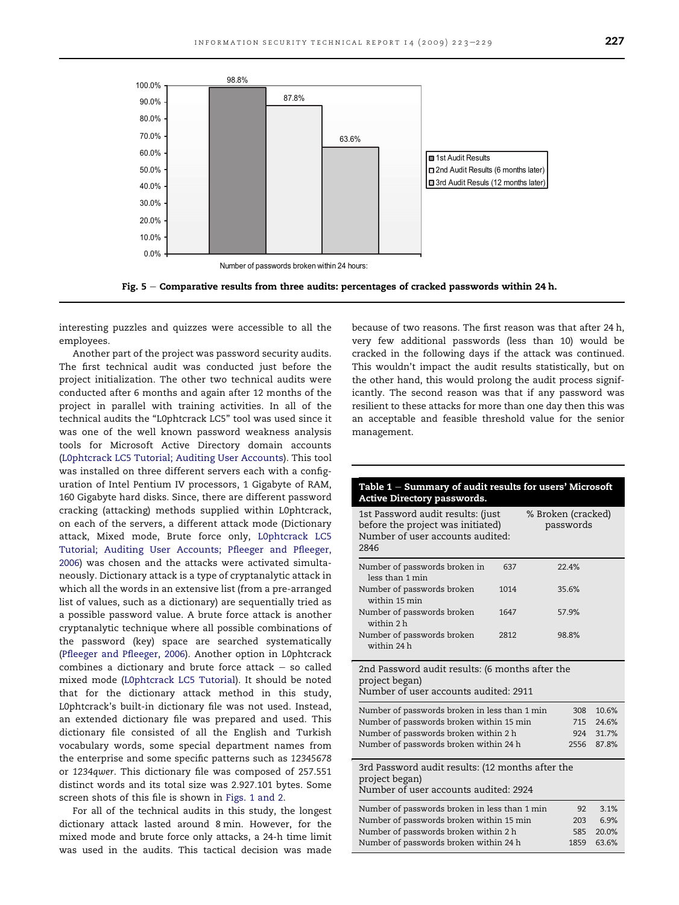Fig. 5 – Comparative results from three audits: percentages of cracked passwords within 24 h.

interesting puzzles and quizzes were accessible to all the employees.

Another part of the project was password security audits. The first technical audit was conducted just before the project initialization. The other two technical audits were conducted after 6 months and again after 12 months of the project in parallel with training activities. In all of the technical audits the "L0phtcrack LC5" tool was used since it was one of the well known password weakness analysis tools for Microsoft Active Directory domain accounts (L0phtcrack LC5 Tutorial; Auditing User Accounts). This tool was installed on three different servers each with a configuration of Intel Pentium IV processors, 1 Gigabyte of RAM, 160 Gigabyte hard disks. Since, there are different password cracking (attacking) methods supplied within L0phtcrack, on each of the servers, a different attack mode (Dictionary attack, Mixed mode, Brute force only, L0phtcrack LC5 Tutorial; Auditing User Accounts; Pfleeger and Pfleeger, 2006) was chosen and the attacks were activated simultaneously. Dictionary attack is a type of cryptanalytic attack in which all the words in an extensive list (from a pre-arranged list of values, such as a dictionary) are sequentially tried as a possible password value. A brute force attack is another cryptanalytic technique where all possible combinations of the password (key) space are searched systematically (Pfleeger and Pfleeger, 2006). Another option in L0phtcrack combines a dictionary and brute force attack – so called mixed mode (L0phtcrack LC5 Tutorial). It should be noted that for the dictionary attack method in this study, L0phtcrack's built-in dictionary file was not used. Instead, an extended dictionary file was prepared and used. This dictionary file consisted of all the English and Turkish vocabulary words, some special department names from the enterprise and some specific patterns such as *12345678* or *1234qwer*. This dictionary file was composed of 257.551 distinct words and its total size was 2.927.101 bytes. Some screen shots of this file is shown in Figs. 1 and 2.

For all of the technical audits in this study, the longest dictionary attack lasted around 8 min. However, for the mixed mode and brute force only attacks, a 24-h time limit was used in the audits. This tactical decision was made because of two reasons. The first reason was that after 24 h, very few additional passwords (less than 10) would be cracked in the following days if the attack was continued. This wouldn't impact the audit results statistically, but on the other hand, this would prolong the audit process significantly. The second reason was that if any password was resilient to these attacks for more than one day then this was an acceptable and feasible threshold value for the senior management.

**Table 1 – Summary of audit results for users' Microsoft Active Directory passwords.**

| | | % Broken (cracked) passwords |
|---|---|---|
| **1st Password audit results: (just before the project was initiated) Number of user accounts audited: 2846** | | |
| Number of passwords broken in less than 1 min | 637 | 22.4% |
| Number of passwords broken within 15 min | 1014 | 35.6% |
| Number of passwords broken within 2 h | 1647 | 57.9% |
| Number of passwords broken within 24 h | 2812 | 98.8% |
| **2nd Password audit results: (6 months after the project began) Number of user accounts audited: 2911** | | |
| Number of passwords broken in less than 1 min | 308 | 10.6% |
| Number of passwords broken within 15 min | 715 | 24.6% |
| Number of passwords broken within 2 h | 924 | 31.7% |
| Number of passwords broken within 24 h | 2556 | 87.8% |
| **3rd Password audit results: (12 months after the project began) Number of user accounts audited: 2924** | | |
| Number of passwords broken in less than 1 min | 92 | 3.1% |
| Number of passwords broken within 15 min | 203 | 6.9% |
| Number of passwords broken within 2 h | 585 | 20.0% |
| Number of passwords broken within 24 h | 1859 | 63.6% |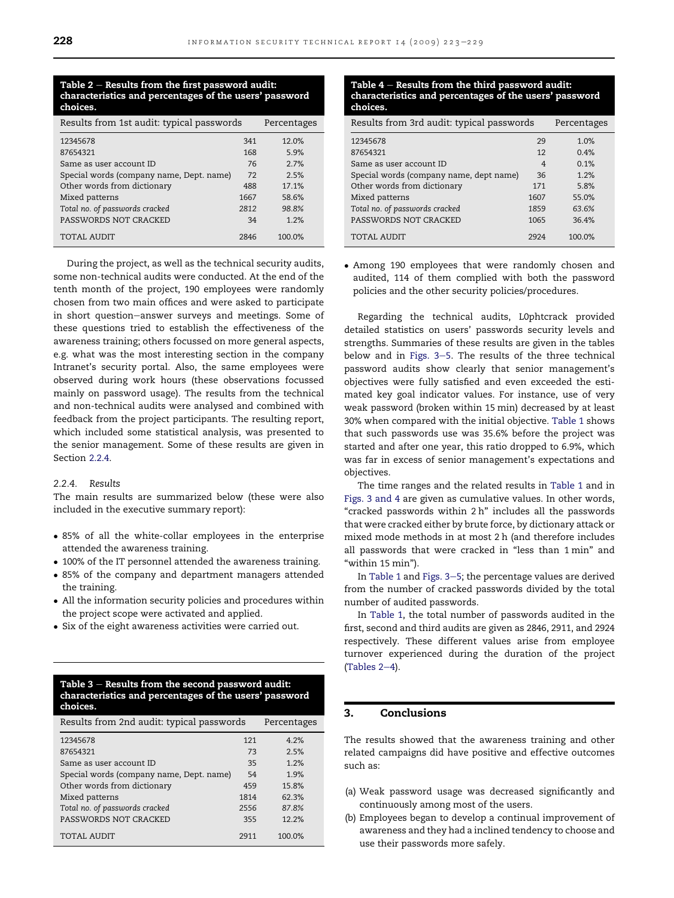**Table 2 – Results from the first password audit: characteristics and percentages of the users' password choices.**

| Results from 1st audit: typical passwords | | Percentages |
|---|---|---|
| 12345678 | 341 | 12.0% |
| 87654321 | 168 | 5.9% |
| Same as user account ID | 76 | 2.7% |
| Special words (company name, Dept. name) | 72 | 2.5% |
| Other words from dictionary | 488 | 17.1% |
| Mixed patterns | 1667 | 58.6% |
| *Total no. of passwords cracked* | 2812 | 98.8% |
| PASSWORDS NOT CRACKED | 34 | 1.2% |
| TOTAL AUDIT | 2846 | 100.0% |

During the project, as well as the technical security audits, some non-technical audits were conducted. At the end of the tenth month of the project, 190 employees were randomly chosen from two main offices and were asked to participate in short question–answer surveys and meetings. Some of these questions tried to establish the effectiveness of the awareness training; others focussed on more general aspects, e.g. what was the most interesting section in the company Intranet's security portal. Also, the same employees were observed during work hours (these observations focussed mainly on password usage). The results from the technical and non-technical audits were analysed and combined with feedback from the project participants. The resulting report, which included some statistical analysis, was presented to the senior management. Some of these results are given in Section 2.2.4.

### 2.2.4. Results

The main results are summarized below (these were also included in the executive summary report):

- 85% of all the white-collar employees in the enterprise attended the awareness training.
- 100% of the IT personnel attended the awareness training.
- 85% of the company and department managers attended the training.
- All the information security policies and procedures within the project scope were activated and applied.
- Six of the eight awareness activities were carried out.
- Among 190 employees that were randomly chosen and audited, 114 of them complied with both the password policies and the other security policies/procedures.

**Table 3 – Results from the second password audit: characteristics and percentages of the users' password choices.**

| Results from 2nd audit: typical passwords | | Percentages |
|---|---|---|
| 12345678 | 121 | 4.2% |
| 87654321 | 73 | 2.5% |
| Same as user account ID | 35 | 1.2% |
| Special words (company name, Dept. name) | 54 | 1.9% |
| Other words from dictionary | 459 | 15.8% |
| Mixed patterns | 1814 | 62.3% |
| *Total no. of passwords cracked* | 2556 | 87.8% |
| PASSWORDS NOT CRACKED | 355 | 12.2% |
| TOTAL AUDIT | 2911 | 100.0% |

**Table 4 – Results from the third password audit: characteristics and percentages of the users' password choices.**

| Results from 3rd audit: typical passwords | | Percentages |
|---|---|---|
| 12345678 | 29 | 1.0% |
| 87654321 | 12 | 0.4% |
| Same as user account ID | 4 | 0.1% |
| Special words (company name, dept name) | 36 | 1.2% |
| Other words from dictionary | 171 | 5.8% |
| Mixed patterns | 1607 | 55.0% |
| *Total no. of passwords cracked* | 1859 | 63.6% |
| PASSWORDS NOT CRACKED | 1065 | 36.4% |
| TOTAL AUDIT | 2924 | 100.0% |

Regarding the technical audits, L0phtcrack provided detailed statistics on users' passwords security levels and strengths. Summaries of these results are given in the tables below and in Figs. 3–5. The results of the three technical password audits show clearly that senior management's objectives were fully satisfied and even exceeded the estimated key goal indicator values. For instance, use of very weak password (broken within 15 min) decreased by at least 30% when compared with the initial objective. Table 1 shows that such passwords use was 35.6% before the project was started and after one year, this ratio dropped to 6.9%, which was far in excess of senior management's expectations and objectives.

The time ranges and the related results in Table 1 and in Figs. 3 and 4 are given as cumulative values. In other words, "cracked passwords within 2 h" includes all the passwords that were cracked either by brute force, by dictionary attack or mixed mode methods in at most 2 h (and therefore includes all passwords that were cracked in "less than 1 min" and "within 15 min").

In Table 1 and Figs. 3–5; the percentage values are derived from the number of cracked passwords divided by the total number of audited passwords.

In Table 1, the total number of passwords audited in the first, second and third audits are given as 2846, 2911, and 2924 respectively. These different values arise from employee turnover experienced during the duration of the project (Tables 2–4).

## 3. Conclusions

The results showed that the awareness training and other related campaigns did have positive and effective outcomes such as:

(a) Weak password usage was decreased significantly and continuously among most of the users.

(b) Employees began to develop a continual improvement of awareness and they had a inclined tendency to choose and use their passwords more safely.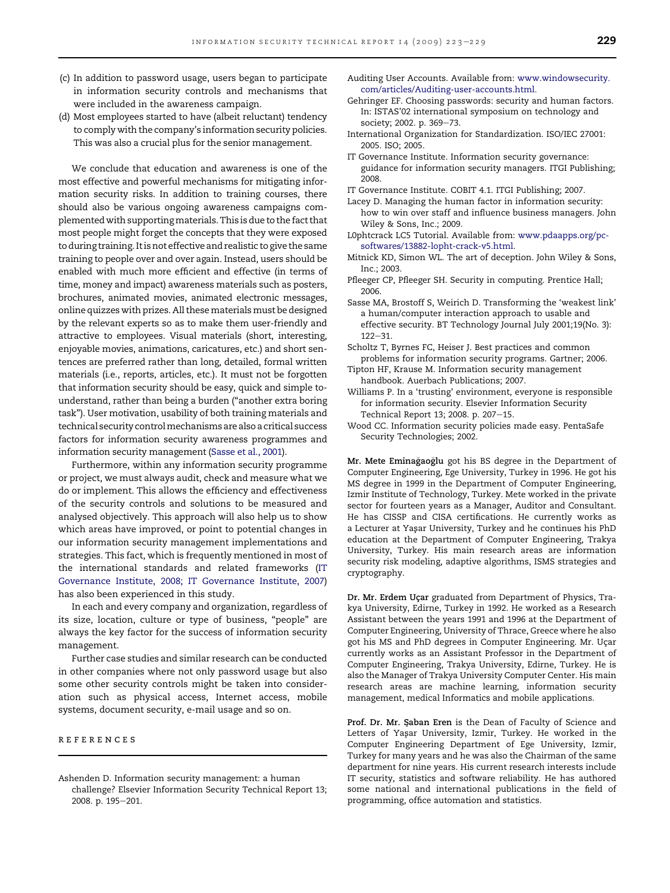(c) In addition to password usage, users began to participate in information security controls and mechanisms that were included in the awareness campaign.
(d) Most employees started to have (albeit reluctant) tendency to comply with the company's information security policies. This was also a crucial plus for the senior management.

We conclude that education and awareness is one of the most effective and powerful mechanisms for mitigating information security risks. In addition to training courses, there should also be various ongoing awareness campaigns complemented with supporting materials. This is due to the fact that most people might forget the concepts that they were exposed to during training. It is not effective and realistic to give the same training to people over and over again. Instead, users should be enabled with much more efficient and effective (in terms of time, money and impact) awareness materials such as posters, brochures, animated movies, animated electronic messages, online quizzes with prizes. All these materials must be designed by the relevant experts so as to make them user-friendly and attractive to employees. Visual materials (short, interesting, enjoyable movies, animations, caricatures, etc.) and short sentences are preferred rather than long, detailed, formal written materials (i.e., reports, articles, etc.). It must not be forgotten that information security should be easy, quick and simple to understand, rather than being a burden ("another extra boring task"). User motivation, usability of both training materials and technical security control mechanisms are also a critical success factors for information security awareness programmes and information security management (Sasse et al., 2001).

Furthermore, within any information security programme or project, we must always audit, check and measure what we do or implement. This allows the efficiency and effectiveness of the security controls and solutions to be measured and analysed objectively. This approach will also help us to show which areas have improved, or point to potential changes in our information security management implementations and strategies. This fact, which is frequently mentioned in most of the international standards and related frameworks (IT Governance Institute, 2008; IT Governance Institute, 2007) has also been experienced in this study.

In each and every company and organization, regardless of its size, location, culture or type of business, "people" are always the key factor for the success of information security management.

Further case studies and similar research can be conducted in other companies where not only password usage but also some other security controls might be taken into consideration such as physical access, Internet access, mobile systems, document security, e-mail usage and so on.

## REFERENCES

Ashenden D. Information security management: a human challenge? Elsevier Information Security Technical Report 13; 2008. p. 195–201.

Auditing User Accounts. Available from: www.windowsecurity.com/articles/Auditing-user-accounts.html.

Gehringer EF. Choosing passwords: security and human factors. In: ISTAS'02 international symposium on technology and society; 2002. p. 369–73.

International Organization for Standardization. ISO/IEC 27001: 2005. ISO; 2005.

IT Governance Institute. Information security governance: guidance for information security managers. ITGI Publishing; 2008.

IT Governance Institute. COBIT 4.1. ITGI Publishing; 2007.

Lacey D. Managing the human factor in information security: how to win over staff and influence business managers. John Wiley & Sons, Inc.; 2009.

L0phtcrack LC5 Tutorial. Available from: www.pdaapps.org/pc-softwares/13882-lopht-crack-v5.html.

Mitnick KD, Simon WL. The art of deception. John Wiley & Sons, Inc.; 2003.

Pfleeger CP, Pfleeger SH. Security in computing. Prentice Hall; 2006.

Sasse MA, Brostoff S, Weirich D. Transforming the 'weakest link' a human/computer interaction approach to usable and effective security. BT Technology Journal July 2001;19(No. 3): 122–31.

Scholtz T, Byrnes FC, Heiser J. Best practices and common problems for information security programs. Gartner; 2006.

Tipton HF, Krause M. Information security management handbook. Auerbach Publications; 2007.

Williams P. In a 'trusting' environment, everyone is responsible for information security. Elsevier Information Security Technical Report 13; 2008. p. 207–15.

Wood CC. Information security policies made easy. PentaSafe Security Technologies; 2002.

**Mr. Mete Eminağaoğlu** got his BS degree in the Department of Computer Engineering, Ege University, Turkey in 1996. He got his MS degree in 1999 in the Department of Computer Engineering, Izmir Institute of Technology, Turkey. Mete worked in the private sector for fourteen years as a Manager, Auditor and Consultant. He has CISSP and CISA certifications. He currently works as a Lecturer at Yaşar University, Turkey and he continues his PhD education at the Department of Computer Engineering, Trakya University, Turkey. His main research areas are information security risk modeling, adaptive algorithms, ISMS strategies and cryptography.

**Dr. Mr. Erdem Uçar** graduated from Department of Physics, Trakya University, Edirne, Turkey in 1992. He worked as a Research Assistant between the years 1991 and 1996 at the Department of Computer Engineering, University of Thrace, Greece where he also got his MS and PhD degrees in Computer Engineering. Mr. Uçar currently works as an Assistant Professor in the Department of Computer Engineering, Trakya University, Edirne, Turkey. He is also the Manager of Trakya University Computer Center. His main research areas are machine learning, information security management, medical Informatics and mobile applications.

**Prof. Dr. Mr. Şaban Eren** is the Dean of Faculty of Science and Letters of Yaşar University, Izmir, Turkey. He worked in the Computer Engineering Department of Ege University, Izmir, Turkey for many years and he was also the Chairman of the same department for nine years. His current research interests include IT security, statistics and software reliability. He has authored some national and international publications in the field of programming, office automation and statistics.